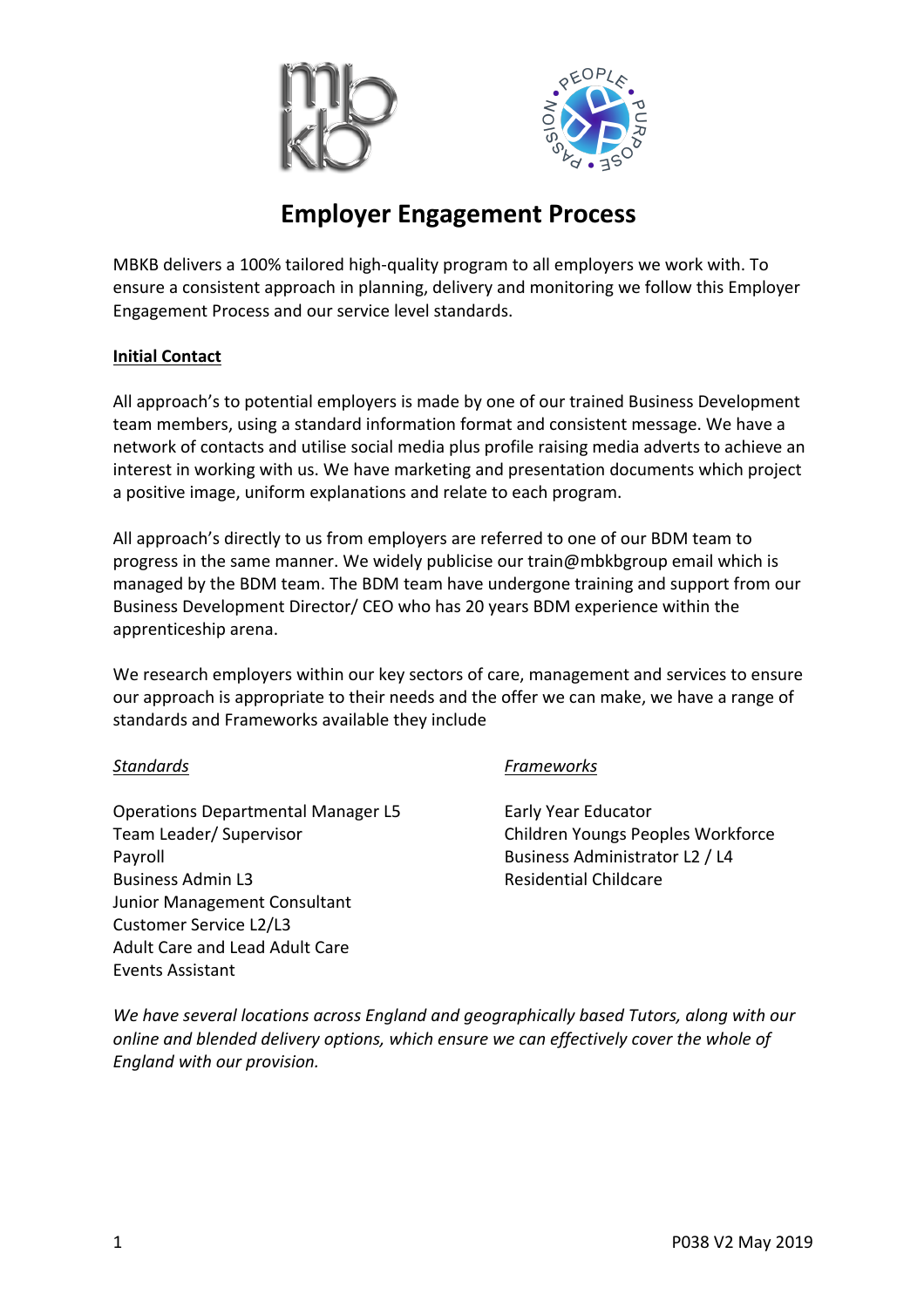# Employer Engagement Process

MBKB delivers a 100% tailored high-quality program to all employers we work with. To ensure a consistent approach in planning, delivery and monitoring we follow this Employer Engagement Process and our service level standards.

## Initial Contact

All approach's to potential employers is made by one of our trained Business Development team members, using a standard information format and consistent message. We have a network of contacts and utilise social media plus profile raising media adverts to achieve an interest in working with us. We have marketing and presentation documents which project a positive image, uniform explanations and relate to each program.

All approach's directly to us from employers are referred to one of our BDM team to progress in the same manner. We widely publicise our train@mbkbgroup email which is managed by the BDM team. The BDM team have undergone training and support from our Business Development Director/ CEO who has 20 years BDM experience within the apprenticeship arena.

We research employers within our key sectors of care, management and services to ensure our approach is appropriate to their needs and the offer we can make, we have a range of standards and Frameworks available they include

*Standards*

Operations Departmental Manager L5
Team Leader/ Supervisor
Payroll
Business Admin L3
Junior Management Consultant
Customer Service L2/L3
Adult Care and Lead Adult Care
Events Assistant

*Frameworks*

Early Year Educator
Children Youngs Peoples Workforce
Business Administrator L2 / L4
Residential Childcare

*We have several locations across England and geographically based Tutors, along with our online and blended delivery options, which ensure we can effectively cover the whole of England with our provision.*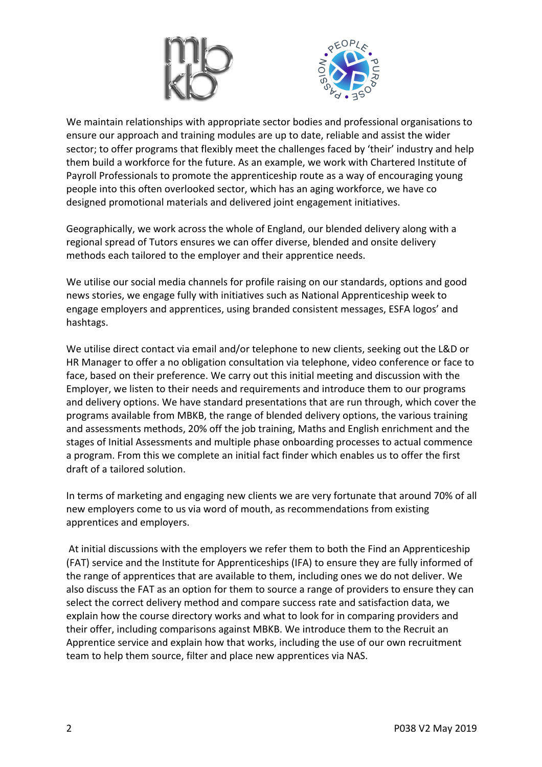We maintain relationships with appropriate sector bodies and professional organisations to ensure our approach and training modules are up to date, reliable and assist the wider sector; to offer programs that flexibly meet the challenges faced by 'their' industry and help them build a workforce for the future. As an example, we work with Chartered Institute of Payroll Professionals to promote the apprenticeship route as a way of encouraging young people into this often overlooked sector, which has an aging workforce, we have co designed promotional materials and delivered joint engagement initiatives.

Geographically, we work across the whole of England, our blended delivery along with a regional spread of Tutors ensures we can offer diverse, blended and onsite delivery methods each tailored to the employer and their apprentice needs.

We utilise our social media channels for profile raising on our standards, options and good news stories, we engage fully with initiatives such as National Apprenticeship week to engage employers and apprentices, using branded consistent messages, ESFA logos' and hashtags.

We utilise direct contact via email and/or telephone to new clients, seeking out the L&D or HR Manager to offer a no obligation consultation via telephone, video conference or face to face, based on their preference. We carry out this initial meeting and discussion with the Employer, we listen to their needs and requirements and introduce them to our programs and delivery options. We have standard presentations that are run through, which cover the programs available from MBKB, the range of blended delivery options, the various training and assessments methods, 20% off the job training, Maths and English enrichment and the stages of Initial Assessments and multiple phase onboarding processes to actual commence a program. From this we complete an initial fact finder which enables us to offer the first draft of a tailored solution.

In terms of marketing and engaging new clients we are very fortunate that around 70% of all new employers come to us via word of mouth, as recommendations from existing apprentices and employers.

At initial discussions with the employers we refer them to both the Find an Apprenticeship (FAT) service and the Institute for Apprenticeships (IFA) to ensure they are fully informed of the range of apprentices that are available to them, including ones we do not deliver. We also discuss the FAT as an option for them to source a range of providers to ensure they can select the correct delivery method and compare success rate and satisfaction data, we explain how the course directory works and what to look for in comparing providers and their offer, including comparisons against MBKB. We introduce them to the Recruit an Apprentice service and explain how that works, including the use of our own recruitment team to help them source, filter and place new apprentices via NAS.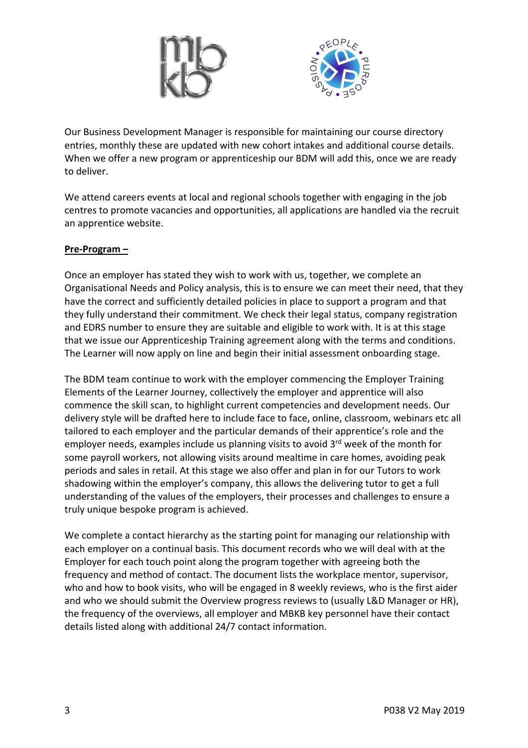Our Business Development Manager is responsible for maintaining our course directory entries, monthly these are updated with new cohort intakes and additional course details. When we offer a new program or apprenticeship our BDM will add this, once we are ready to deliver.

We attend careers events at local and regional schools together with engaging in the job centres to promote vacancies and opportunities, all applications are handled via the recruit an apprentice website.

**Pre-Program –**

Once an employer has stated they wish to work with us, together, we complete an Organisational Needs and Policy analysis, this is to ensure we can meet their need, that they have the correct and sufficiently detailed policies in place to support a program and that they fully understand their commitment. We check their legal status, company registration and EDRS number to ensure they are suitable and eligible to work with. It is at this stage that we issue our Apprenticeship Training agreement along with the terms and conditions. The Learner will now apply on line and begin their initial assessment onboarding stage.

The BDM team continue to work with the employer commencing the Employer Training Elements of the Learner Journey, collectively the employer and apprentice will also commence the skill scan, to highlight current competencies and development needs. Our delivery style will be drafted here to include face to face, online, classroom, webinars etc all tailored to each employer and the particular demands of their apprentice's role and the employer needs, examples include us planning visits to avoid 3rd week of the month for some payroll workers, not allowing visits around mealtime in care homes, avoiding peak periods and sales in retail. At this stage we also offer and plan in for our Tutors to work shadowing within the employer's company, this allows the delivering tutor to get a full understanding of the values of the employers, their processes and challenges to ensure a truly unique bespoke program is achieved.

We complete a contact hierarchy as the starting point for managing our relationship with each employer on a continual basis. This document records who we will deal with at the Employer for each touch point along the program together with agreeing both the frequency and method of contact. The document lists the workplace mentor, supervisor, who and how to book visits, who will be engaged in 8 weekly reviews, who is the first aider and who we should submit the Overview progress reviews to (usually L&D Manager or HR), the frequency of the overviews, all employer and MBKB key personnel have their contact details listed along with additional 24/7 contact information.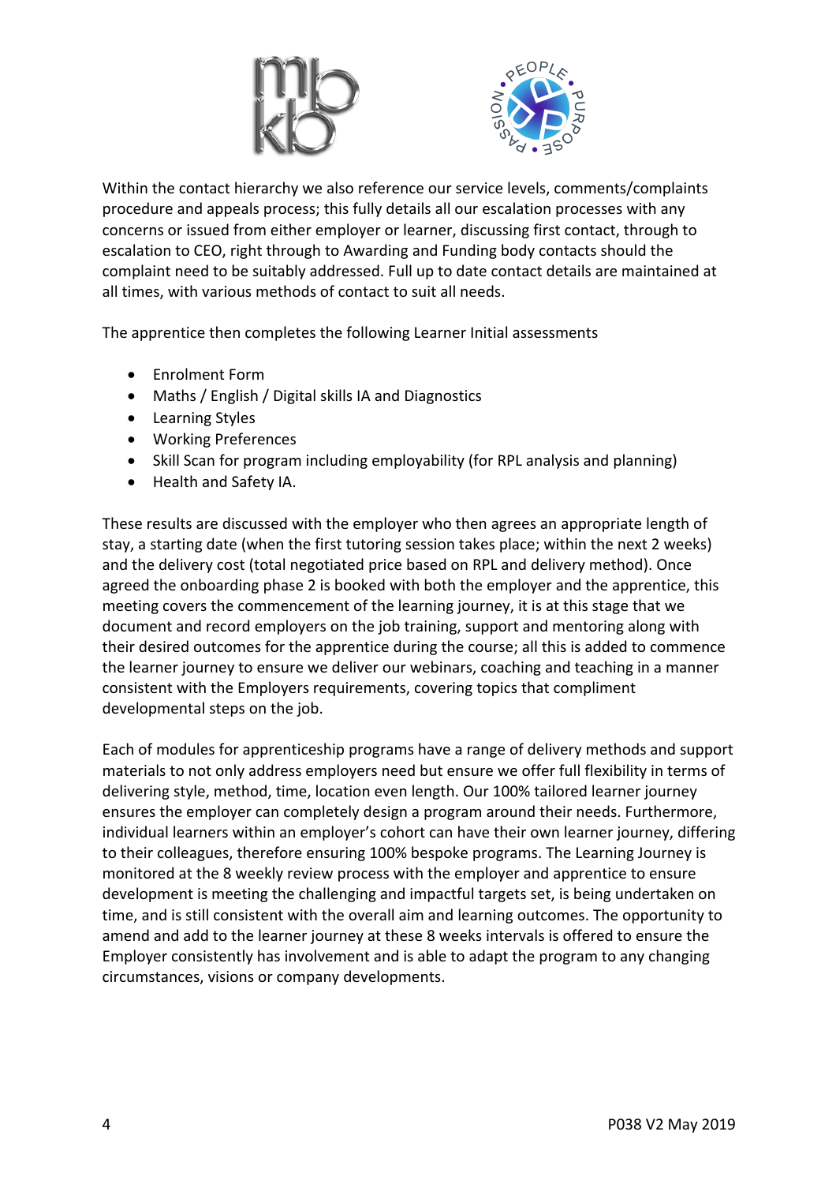Within the contact hierarchy we also reference our service levels, comments/complaints procedure and appeals process; this fully details all our escalation processes with any concerns or issued from either employer or learner, discussing first contact, through to escalation to CEO, right through to Awarding and Funding body contacts should the complaint need to be suitably addressed. Full up to date contact details are maintained at all times, with various methods of contact to suit all needs.

The apprentice then completes the following Learner Initial assessments

- Enrolment Form
- Maths / English / Digital skills IA and Diagnostics
- Learning Styles
- Working Preferences
- Skill Scan for program including employability (for RPL analysis and planning)
- Health and Safety IA.

These results are discussed with the employer who then agrees an appropriate length of stay, a starting date (when the first tutoring session takes place; within the next 2 weeks) and the delivery cost (total negotiated price based on RPL and delivery method). Once agreed the onboarding phase 2 is booked with both the employer and the apprentice, this meeting covers the commencement of the learning journey, it is at this stage that we document and record employers on the job training, support and mentoring along with their desired outcomes for the apprentice during the course; all this is added to commence the learner journey to ensure we deliver our webinars, coaching and teaching in a manner consistent with the Employers requirements, covering topics that compliment developmental steps on the job.

Each of modules for apprenticeship programs have a range of delivery methods and support materials to not only address employers need but ensure we offer full flexibility in terms of delivering style, method, time, location even length. Our 100% tailored learner journey ensures the employer can completely design a program around their needs. Furthermore, individual learners within an employer's cohort can have their own learner journey, differing to their colleagues, therefore ensuring 100% bespoke programs. The Learning Journey is monitored at the 8 weekly review process with the employer and apprentice to ensure development is meeting the challenging and impactful targets set, is being undertaken on time, and is still consistent with the overall aim and learning outcomes. The opportunity to amend and add to the learner journey at these 8 weeks intervals is offered to ensure the Employer consistently has involvement and is able to adapt the program to any changing circumstances, visions or company developments.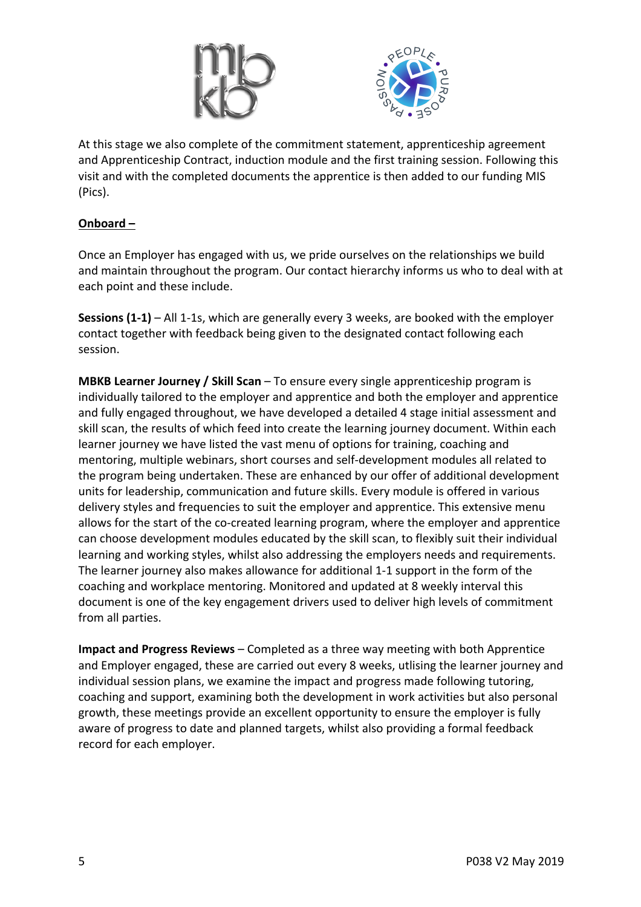At this stage we also complete of the commitment statement, apprenticeship agreement and Apprenticeship Contract, induction module and the first training session. Following this visit and with the completed documents the apprentice is then added to our funding MIS (Pics).

<u>**Onboard –**</u>

Once an Employer has engaged with us, we pride ourselves on the relationships we build and maintain throughout the program. Our contact hierarchy informs us who to deal with at each point and these include.

**Sessions (1-1)** – All 1-1s, which are generally every 3 weeks, are booked with the employer contact together with feedback being given to the designated contact following each session.

**MBKB Learner Journey / Skill Scan** – To ensure every single apprenticeship program is individually tailored to the employer and apprentice and both the employer and apprentice and fully engaged throughout, we have developed a detailed 4 stage initial assessment and skill scan, the results of which feed into create the learning journey document. Within each learner journey we have listed the vast menu of options for training, coaching and mentoring, multiple webinars, short courses and self-development modules all related to the program being undertaken. These are enhanced by our offer of additional development units for leadership, communication and future skills. Every module is offered in various delivery styles and frequencies to suit the employer and apprentice. This extensive menu allows for the start of the co-created learning program, where the employer and apprentice can choose development modules educated by the skill scan, to flexibly suit their individual learning and working styles, whilst also addressing the employers needs and requirements. The learner journey also makes allowance for additional 1-1 support in the form of the coaching and workplace mentoring. Monitored and updated at 8 weekly interval this document is one of the key engagement drivers used to deliver high levels of commitment from all parties.

**Impact and Progress Reviews** – Completed as a three way meeting with both Apprentice and Employer engaged, these are carried out every 8 weeks, utlising the learner journey and individual session plans, we examine the impact and progress made following tutoring, coaching and support, examining both the development in work activities but also personal growth, these meetings provide an excellent opportunity to ensure the employer is fully aware of progress to date and planned targets, whilst also providing a formal feedback record for each employer.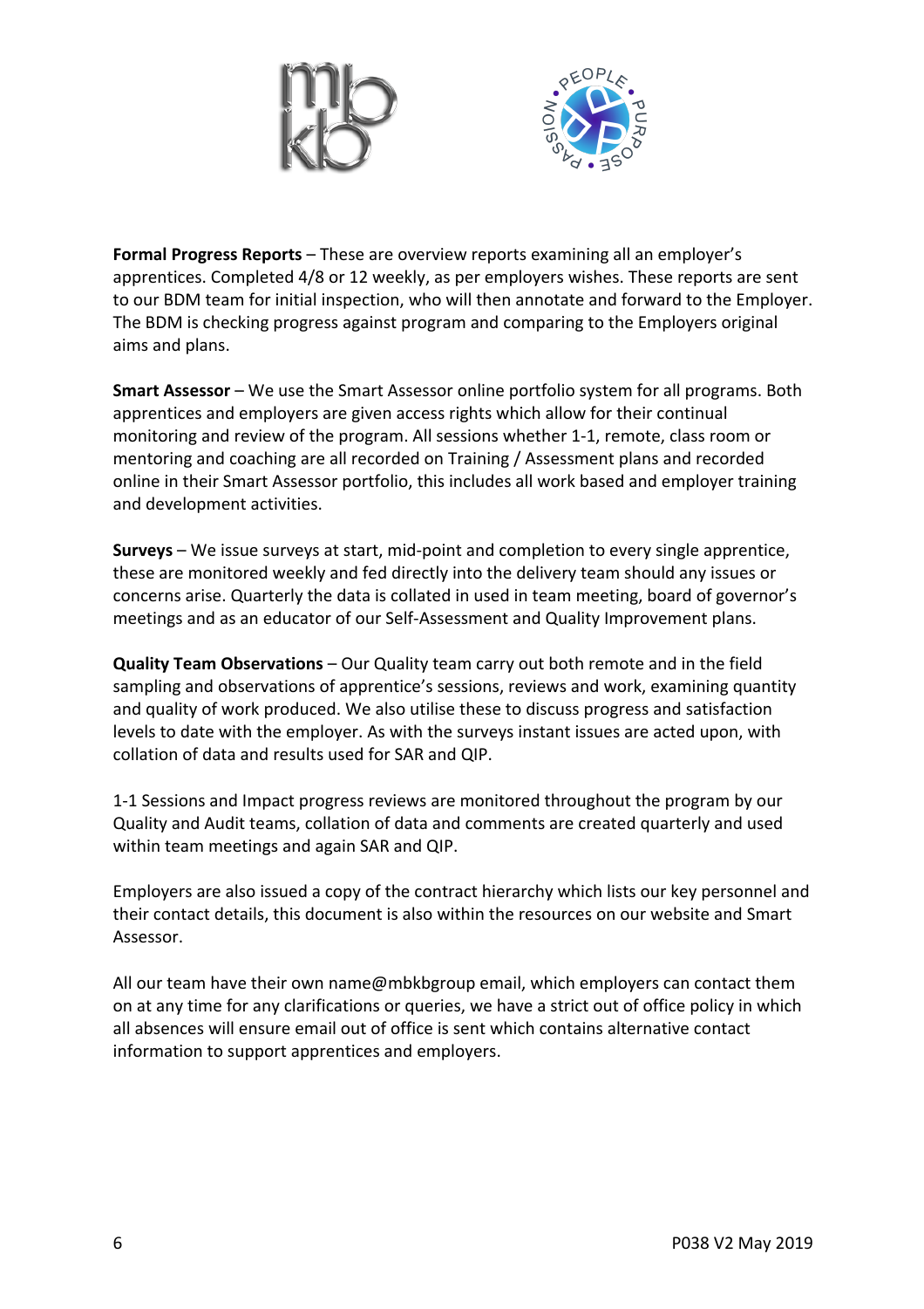**Formal Progress Reports** – These are overview reports examining all an employer's apprentices. Completed 4/8 or 12 weekly, as per employers wishes. These reports are sent to our BDM team for initial inspection, who will then annotate and forward to the Employer. The BDM is checking progress against program and comparing to the Employers original aims and plans.

**Smart Assessor** – We use the Smart Assessor online portfolio system for all programs. Both apprentices and employers are given access rights which allow for their continual monitoring and review of the program. All sessions whether 1-1, remote, class room or mentoring and coaching are all recorded on Training / Assessment plans and recorded online in their Smart Assessor portfolio, this includes all work based and employer training and development activities.

**Surveys** – We issue surveys at start, mid-point and completion to every single apprentice, these are monitored weekly and fed directly into the delivery team should any issues or concerns arise. Quarterly the data is collated in used in team meeting, board of governor's meetings and as an educator of our Self-Assessment and Quality Improvement plans.

**Quality Team Observations** – Our Quality team carry out both remote and in the field sampling and observations of apprentice's sessions, reviews and work, examining quantity and quality of work produced. We also utilise these to discuss progress and satisfaction levels to date with the employer. As with the surveys instant issues are acted upon, with collation of data and results used for SAR and QIP.

1-1 Sessions and Impact progress reviews are monitored throughout the program by our Quality and Audit teams, collation of data and comments are created quarterly and used within team meetings and again SAR and QIP.

Employers are also issued a copy of the contract hierarchy which lists our key personnel and their contact details, this document is also within the resources on our website and Smart Assessor.

All our team have their own name@mbkbgroup email, which employers can contact them on at any time for any clarifications or queries, we have a strict out of office policy in which all absences will ensure email out of office is sent which contains alternative contact information to support apprentices and employers.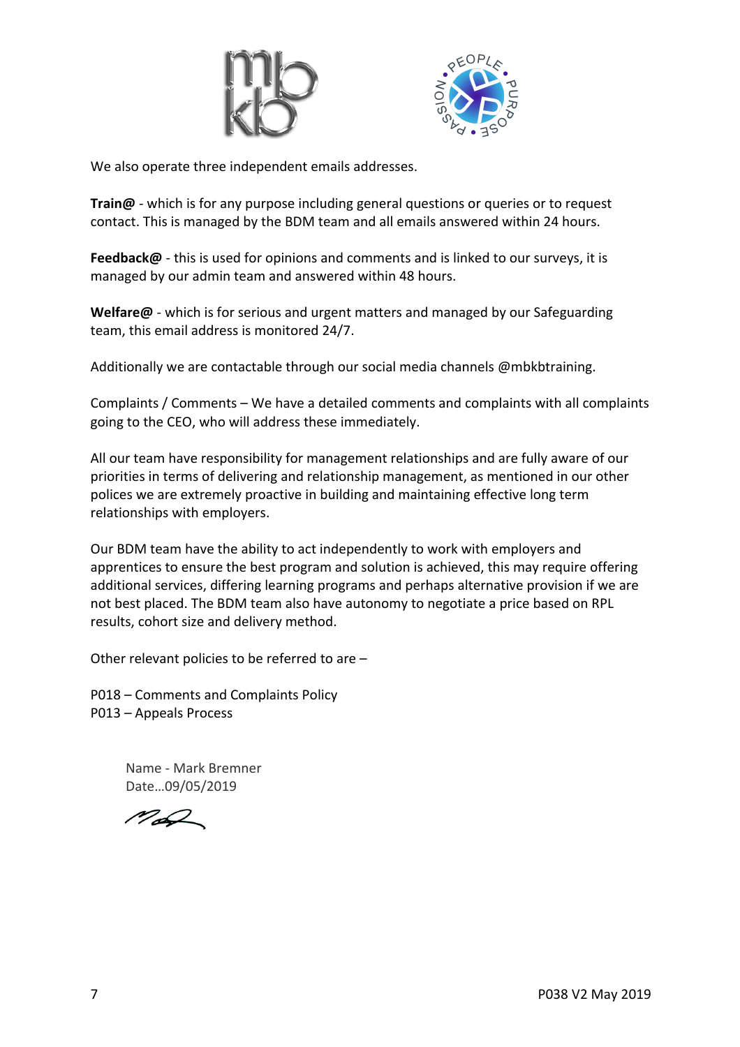We also operate three independent emails addresses.

**Train@** - which is for any purpose including general questions or queries or to request contact. This is managed by the BDM team and all emails answered within 24 hours.

**Feedback@** - this is used for opinions and comments and is linked to our surveys, it is managed by our admin team and answered within 48 hours.

**Welfare@** - which is for serious and urgent matters and managed by our Safeguarding team, this email address is monitored 24/7.

Additionally we are contactable through our social media channels @mbkbtraining.

Complaints / Comments – We have a detailed comments and complaints with all complaints going to the CEO, who will address these immediately.

All our team have responsibility for management relationships and are fully aware of our priorities in terms of delivering and relationship management, as mentioned in our other polices we are extremely proactive in building and maintaining effective long term relationships with employers.

Our BDM team have the ability to act independently to work with employers and apprentices to ensure the best program and solution is achieved, this may require offering additional services, differing learning programs and perhaps alternative provision if we are not best placed. The BDM team also have autonomy to negotiate a price based on RPL results, cohort size and delivery method.

Other relevant policies to be referred to are –

P018 – Comments and Complaints Policy
P013 – Appeals Process

Name - Mark Bremner
Date…09/05/2019